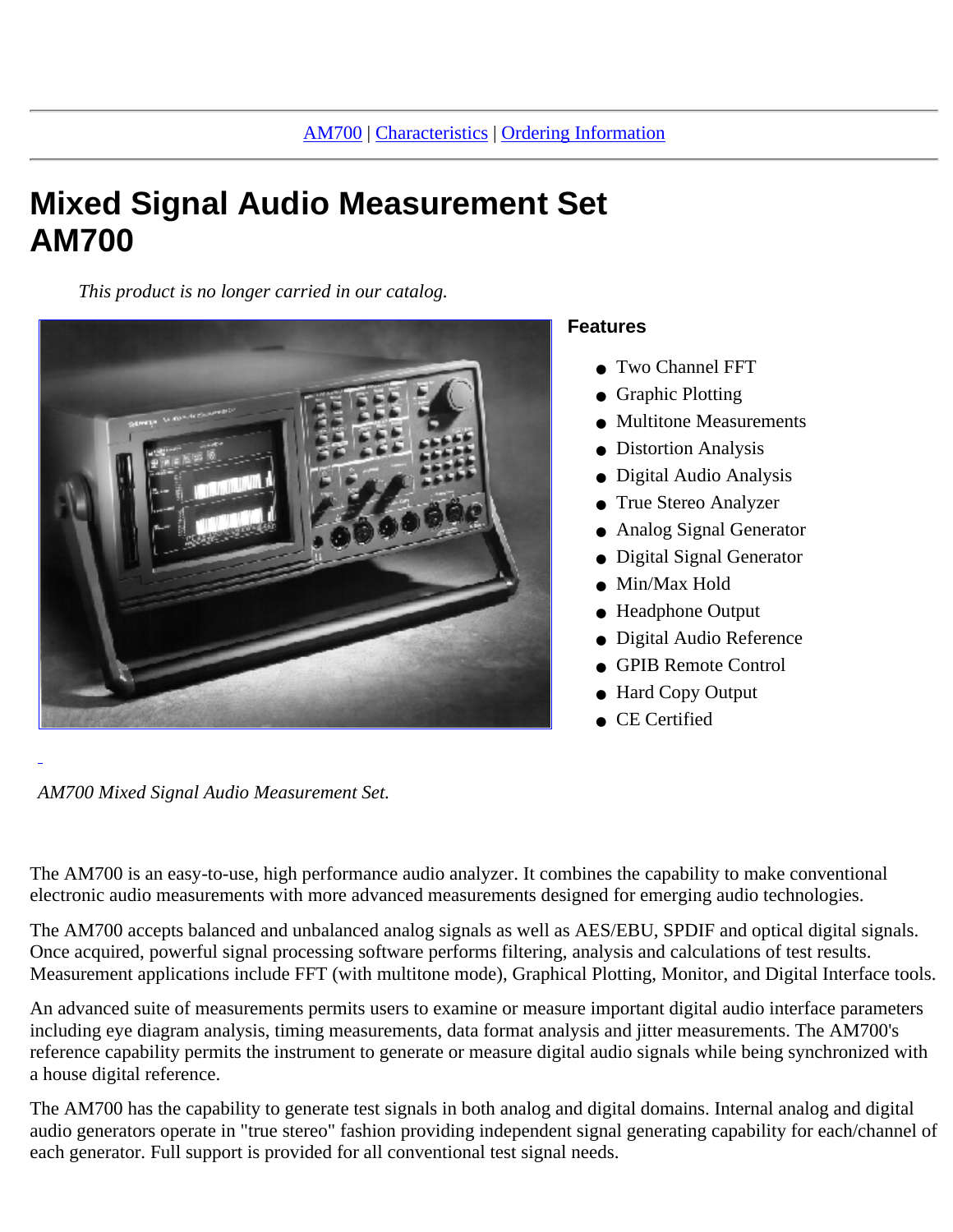AM700 | Characteristics | Ordering Information

# Mixed Signal Audio Measurement Set AM700

*This product is no longer carried in our catalog.*

### Features

- Two Channel FFT
- Graphic Plotting
- Multitone Measurements
- Distortion Analysis
- Digital Audio Analysis
- True Stereo Analyzer
- Analog Signal Generator
- Digital Signal Generator
- Min/Max Hold
- Headphone Output
- Digital Audio Reference
- GPIB Remote Control
- Hard Copy Output
- CE Certified

*AM700 Mixed Signal Audio Measurement Set.*

The AM700 is an easy-to-use, high performance audio analyzer. It combines the capability to make conventional electronic audio measurements with more advanced measurements designed for emerging audio technologies.

The AM700 accepts balanced and unbalanced analog signals as well as AES/EBU, SPDIF and optical digital signals. Once acquired, powerful signal processing software performs filtering, analysis and calculations of test results. Measurement applications include FFT (with multitone mode), Graphical Plotting, Monitor, and Digital Interface tools.

An advanced suite of measurements permits users to examine or measure important digital audio interface parameters including eye diagram analysis, timing measurements, data format analysis and jitter measurements. The AM700's reference capability permits the instrument to generate or measure digital audio signals while being synchronized with a house digital reference.

The AM700 has the capability to generate test signals in both analog and digital domains. Internal analog and digital audio generators operate in "true stereo" fashion providing independent signal generating capability for each/channel of each generator. Full support is provided for all conventional test signal needs.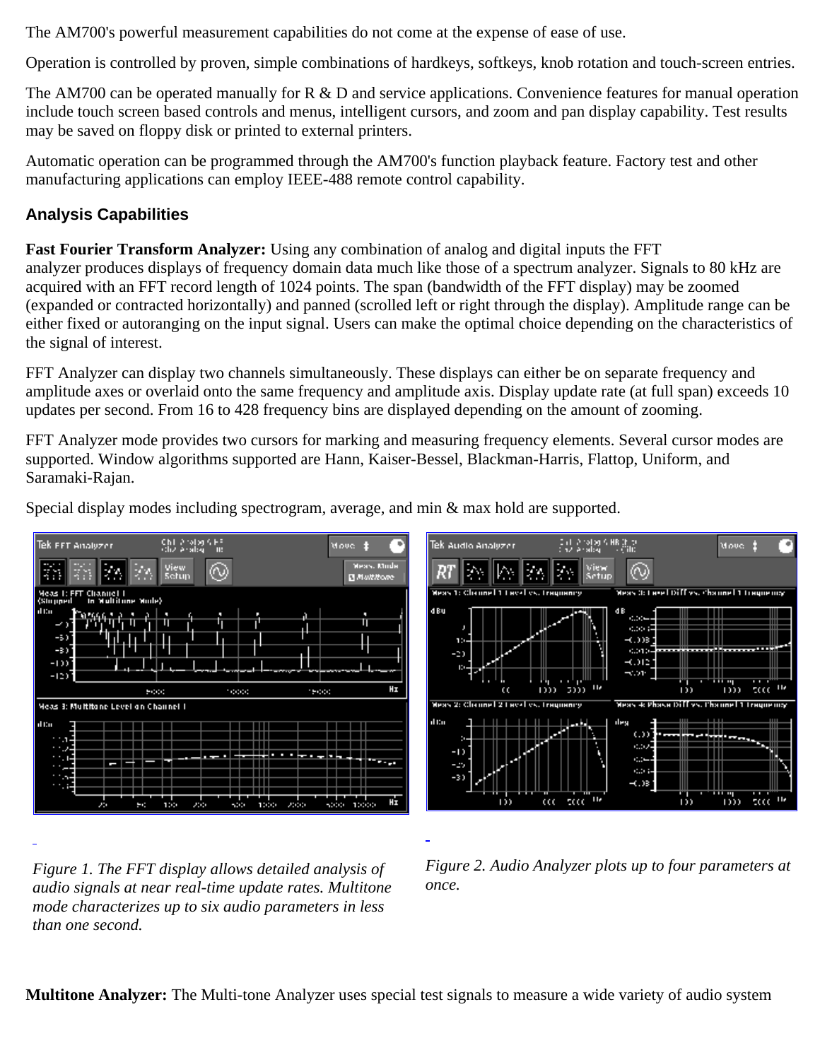The AM700's powerful measurement capabilities do not come at the expense of ease of use.

Operation is controlled by proven, simple combinations of hardkeys, softkeys, knob rotation and touch-screen entries.

The AM700 can be operated manually for R & D and service applications. Convenience features for manual operation include touch screen based controls and menus, intelligent cursors, and zoom and pan display capability. Test results may be saved on floppy disk or printed to external printers.

Automatic operation can be programmed through the AM700's function playback feature. Factory test and other manufacturing applications can employ IEEE-488 remote control capability.

### Analysis Capabilities

**Fast Fourier Transform Analyzer:** Using any combination of analog and digital inputs the FFT analyzer produces displays of frequency domain data much like those of a spectrum analyzer. Signals to 80 kHz are acquired with an FFT record length of 1024 points. The span (bandwidth of the FFT display) may be zoomed (expanded or contracted horizontally) and panned (scrolled left or right through the display). Amplitude range can be either fixed or autoranging on the input signal. Users can make the optimal choice depending on the characteristics of the signal of interest.

FFT Analyzer can display two channels simultaneously. These displays can either be on separate frequency and amplitude axes or overlaid onto the same frequency and amplitude axis. Display update rate (at full span) exceeds 10 updates per second. From 16 to 428 frequency bins are displayed depending on the amount of zooming.

FFT Analyzer mode provides two cursors for marking and measuring frequency elements. Several cursor modes are supported. Window algorithms supported are Hann, Kaiser-Bessel, Blackman-Harris, Flattop, Uniform, and Saramaki-Rajan.

Special display modes including spectrogram, average, and min & max hold are supported.

*Figure 1. The FFT display allows detailed analysis of audio signals at near real-time update rates. Multitone mode characterizes up to six audio parameters in less than one second.*

*Figure 2. Audio Analyzer plots up to four parameters at once.*

**Multitone Analyzer:** The Multi-tone Analyzer uses special test signals to measure a wide variety of audio system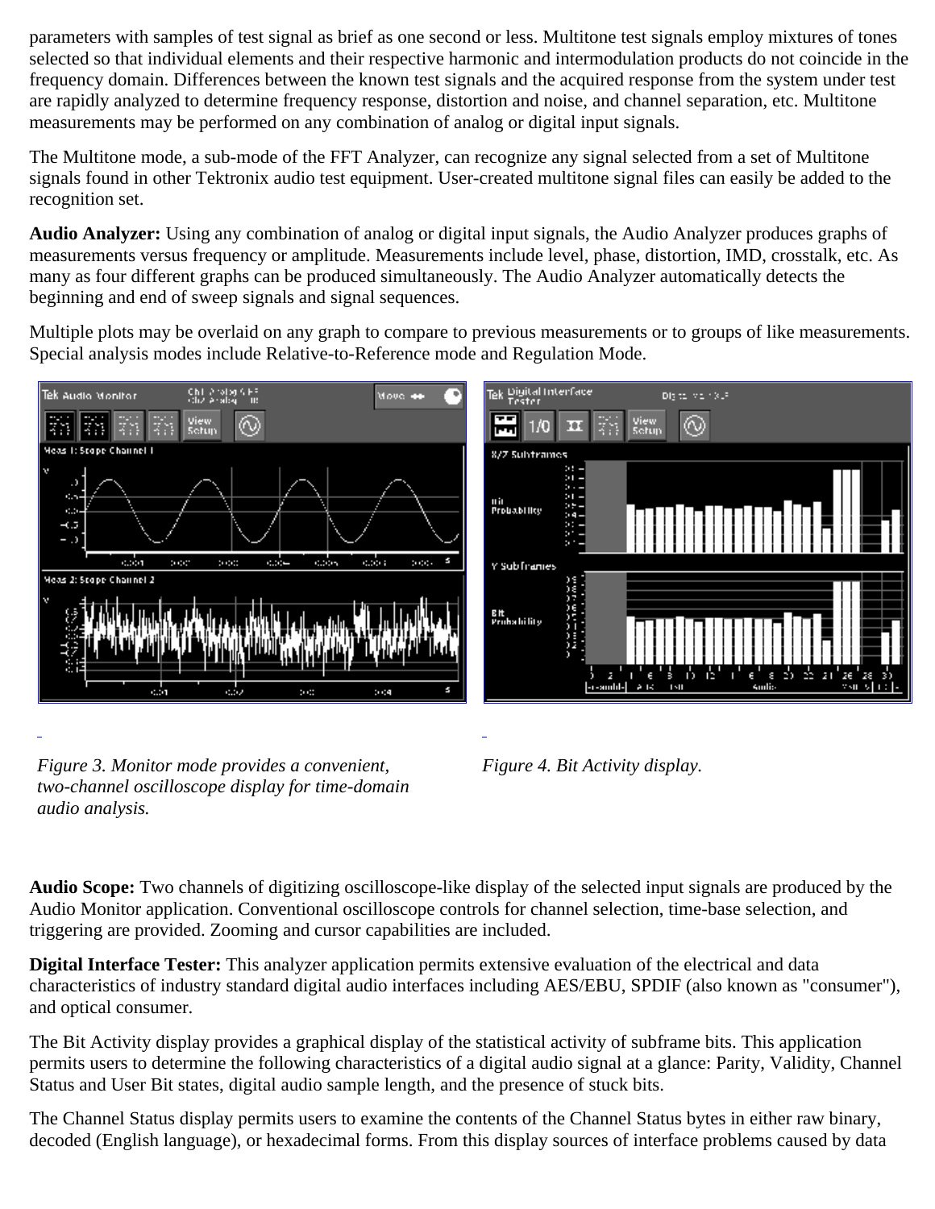parameters with samples of test signal as brief as one second or less. Multitone test signals employ mixtures of tones selected so that individual elements and their respective harmonic and intermodulation products do not coincide in the frequency domain. Differences between the known test signals and the acquired response from the system under test are rapidly analyzed to determine frequency response, distortion and noise, and channel separation, etc. Multitone measurements may be performed on any combination of analog or digital input signals.

The Multitone mode, a sub-mode of the FFT Analyzer, can recognize any signal selected from a set of Multitone signals found in other Tektronix audio test equipment. User-created multitone signal files can easily be added to the recognition set.

**Audio Analyzer:** Using any combination of analog or digital input signals, the Audio Analyzer produces graphs of measurements versus frequency or amplitude. Measurements include level, phase, distortion, IMD, crosstalk, etc. As many as four different graphs can be produced simultaneously. The Audio Analyzer automatically detects the beginning and end of sweep signals and signal sequences.

Multiple plots may be overlaid on any graph to compare to previous measurements or to groups of like measurements. Special analysis modes include Relative-to-Reference mode and Regulation Mode.

*Figure 3. Monitor mode provides a convenient, two-channel oscilloscope display for time-domain audio analysis.*

*Figure 4. Bit Activity display.*

**Audio Scope:** Two channels of digitizing oscilloscope-like display of the selected input signals are produced by the Audio Monitor application. Conventional oscilloscope controls for channel selection, time-base selection, and triggering are provided. Zooming and cursor capabilities are included.

**Digital Interface Tester:** This analyzer application permits extensive evaluation of the electrical and data characteristics of industry standard digital audio interfaces including AES/EBU, SPDIF (also known as "consumer"), and optical consumer.

The Bit Activity display provides a graphical display of the statistical activity of subframe bits. This application permits users to determine the following characteristics of a digital audio signal at a glance: Parity, Validity, Channel Status and User Bit states, digital audio sample length, and the presence of stuck bits.

The Channel Status display permits users to examine the contents of the Channel Status bytes in either raw binary, decoded (English language), or hexadecimal forms. From this display sources of interface problems caused by data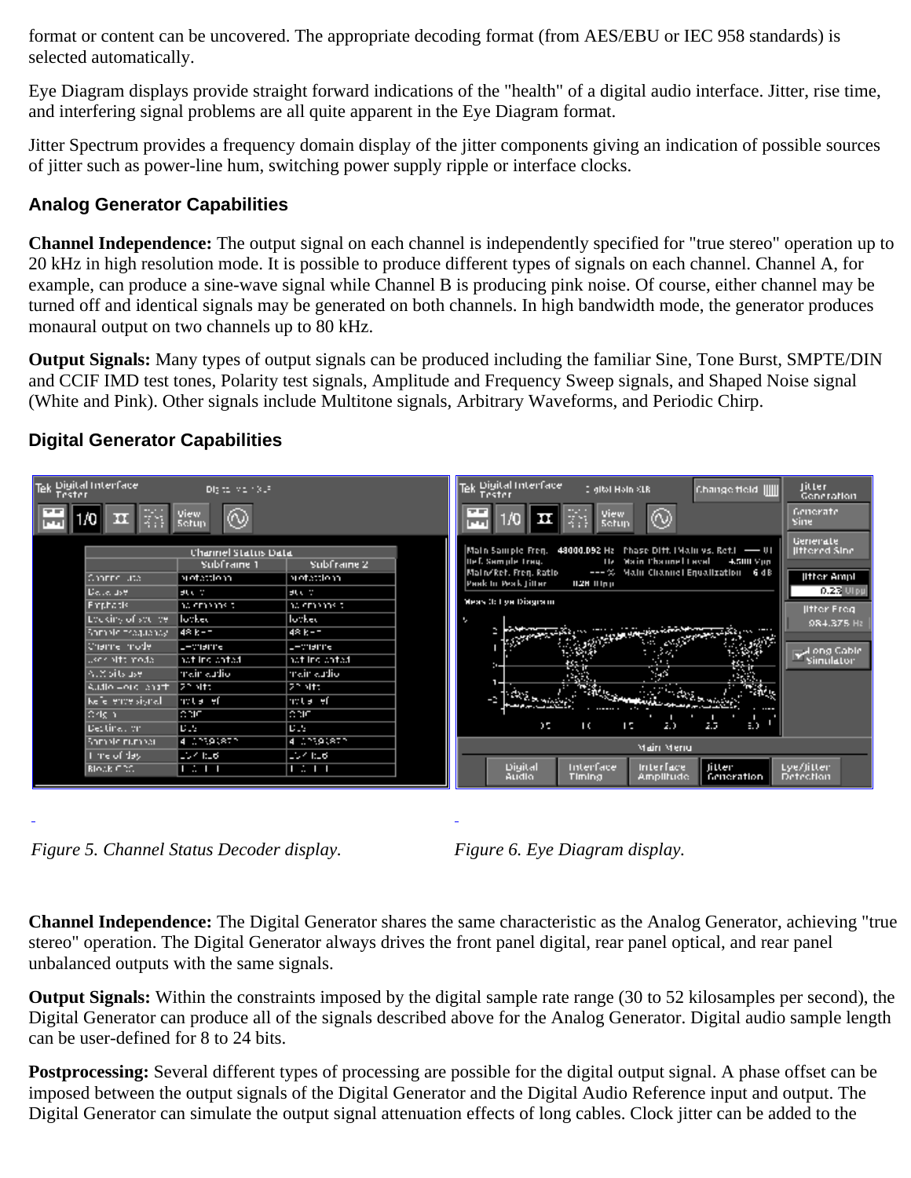format or content can be uncovered. The appropriate decoding format (from AES/EBU or IEC 958 standards) is selected automatically.

Eye Diagram displays provide straight forward indications of the "health" of a digital audio interface. Jitter, rise time, and interfering signal problems are all quite apparent in the Eye Diagram format.

Jitter Spectrum provides a frequency domain display of the jitter components giving an indication of possible sources of jitter such as power-line hum, switching power supply ripple or interface clocks.

### Analog Generator Capabilities

**Channel Independence:** The output signal on each channel is independently specified for "true stereo" operation up to 20 kHz in high resolution mode. It is possible to produce different types of signals on each channel. Channel A, for example, can produce a sine-wave signal while Channel B is producing pink noise. Of course, either channel may be turned off and identical signals may be generated on both channels. In high bandwidth mode, the generator produces monaural output on two channels up to 80 kHz.

**Output Signals:** Many types of output signals can be produced including the familiar Sine, Tone Burst, SMPTE/DIN and CCIF IMD test tones, Polarity test signals, Amplitude and Frequency Sweep signals, and Shaped Noise signal (White and Pink). Other signals include Multitone signals, Arbitrary Waveforms, and Periodic Chirp.

### Digital Generator Capabilities

*Figure 5. Channel Status Decoder display.*

*Figure 6. Eye Diagram display.*

**Channel Independence:** The Digital Generator shares the same characteristic as the Analog Generator, achieving "true stereo" operation. The Digital Generator always drives the front panel digital, rear panel optical, and rear panel unbalanced outputs with the same signals.

**Output Signals:** Within the constraints imposed by the digital sample rate range (30 to 52 kilosamples per second), the Digital Generator can produce all of the signals described above for the Analog Generator. Digital audio sample length can be user-defined for 8 to 24 bits.

**Postprocessing:** Several different types of processing are possible for the digital output signal. A phase offset can be imposed between the output signals of the Digital Generator and the Digital Audio Reference input and output. The Digital Generator can simulate the output signal attenuation effects of long cables. Clock jitter can be added to the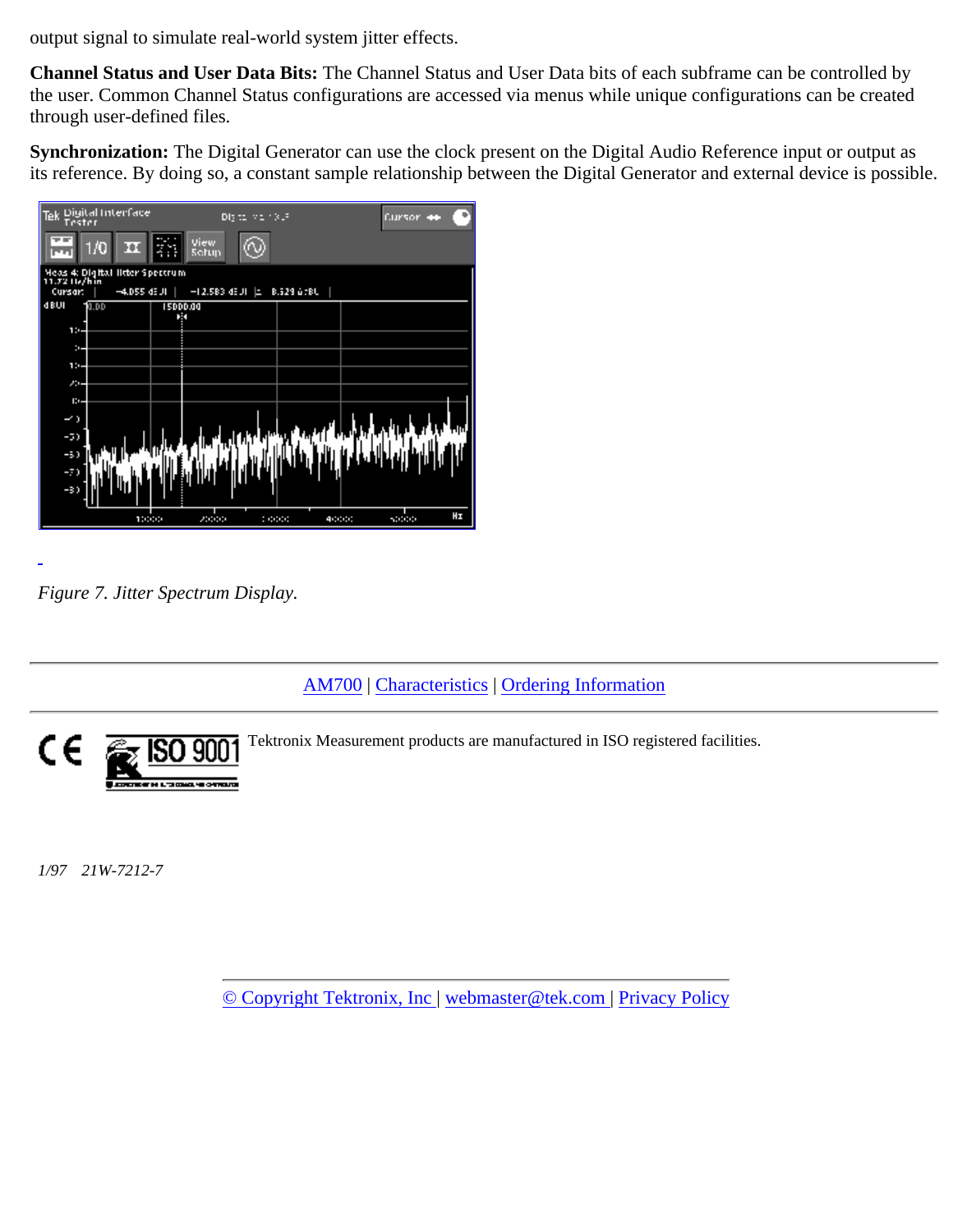output signal to simulate real-world system jitter effects.

**Channel Status and User Data Bits:** The Channel Status and User Data bits of each subframe can be controlled by the user. Common Channel Status configurations are accessed via menus while unique configurations can be created through user-defined files.

**Synchronization:** The Digital Generator can use the clock present on the Digital Audio Reference input or output as its reference. By doing so, a constant sample relationship between the Digital Generator and external device is possible.

*Figure 7. Jitter Spectrum Display.*

---

AM700 | Characteristics | Ordering Information

---

Tektronix Measurement products are manufactured in ISO registered facilities.

*1/97 21W-7212-7*

---

© Copyright Tektronix, Inc | webmaster@tek.com | Privacy Policy